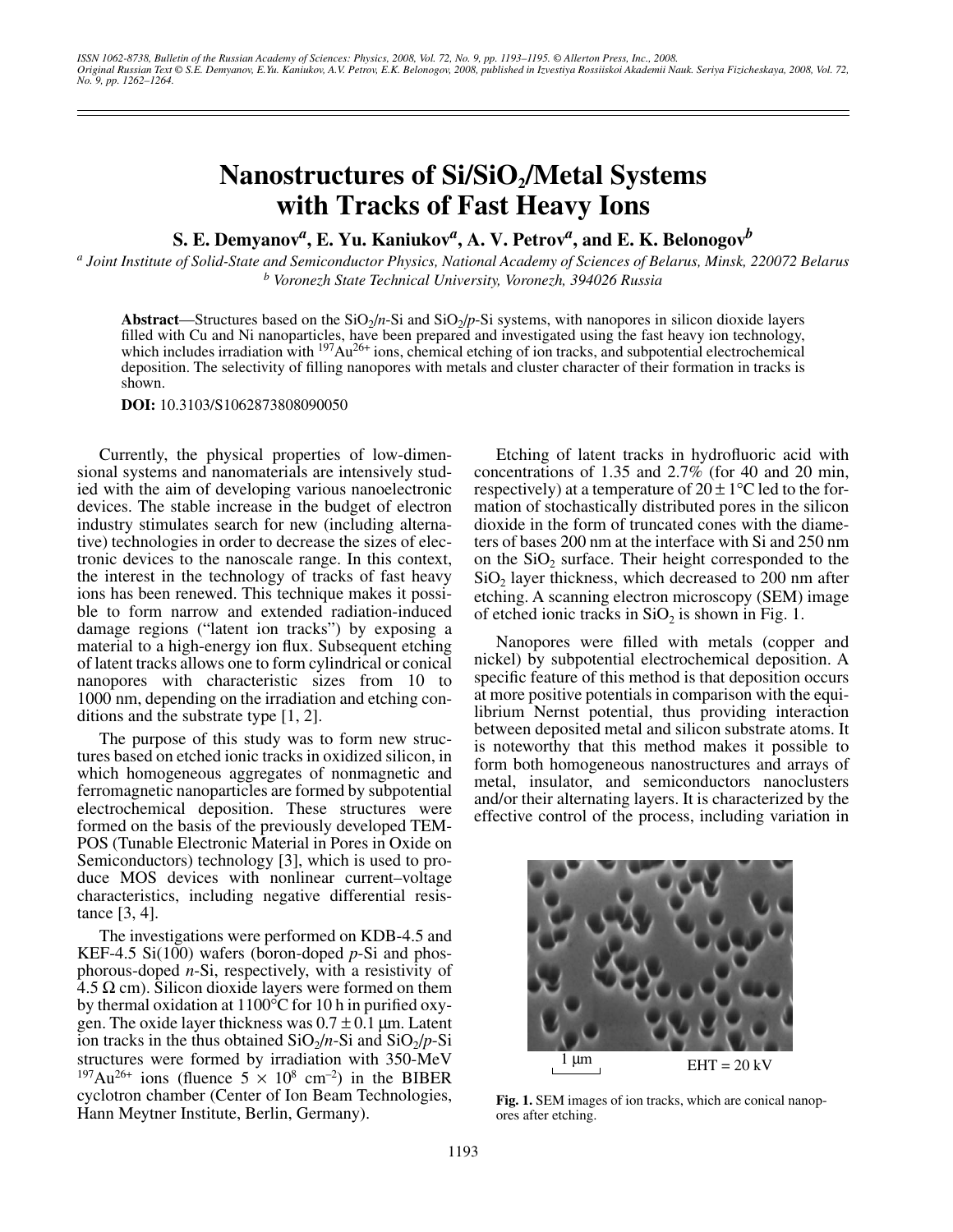# Nanostructures of $Si/SiO_2$/Metal Systems with Tracks of Fast Heavy Ions

**S. E. Demyanov[a], E. Yu. Kaniukov[a], A. V. Petrov[a], and E. K. Belonogov[b]**

[a] Joint Institute of Solid-State and Semiconductor Physics, National Academy of Sciences of Belarus, Minsk, 220072 Belarus
[b] Voronezh State Technical University, Voronezh, 394026 Russia

**Abstract**—Structures based on the $SiO_2$/*n*-Si and $SiO_2$/*p*-Si systems, with nanopores in silicon dioxide layers filled with Cu and Ni nanoparticles, have been prepared and investigated using the fast heavy ion technology, which includes irradiation with $^{197}Au^{26+}$ ions, chemical etching of ion tracks, and subpotential electrochemical deposition. The selectivity of filling nanopores with metals and cluster character of their formation in tracks is shown.

**DOI:** 10.3103/S1062873808090050

Currently, the physical properties of low-dimensional systems and nanomaterials are intensively studied with the aim of developing various nanoelectronic devices. The stable increase in the budget of electron industry stimulates search for new (including alternative) technologies in order to decrease the sizes of electronic devices to the nanoscale range. In this context, the interest in the technology of tracks of fast heavy ions has been renewed. This technique makes it possible to form narrow and extended radiation-induced damage regions ("latent ion tracks") by exposing a material to a high-energy ion flux. Subsequent etching of latent tracks allows one to form cylindrical or conical nanopores with characteristic sizes from 10 to 1000 nm, depending on the irradiation and etching conditions and the substrate type [1, 2].

The purpose of this study was to form new structures based on etched ionic tracks in oxidized silicon, in which homogeneous aggregates of nonmagnetic and ferromagnetic nanoparticles are formed by subpotential electrochemical deposition. These structures were formed on the basis of the previously developed TEMPOS (Tunable Electronic Material in Pores in Oxide on Semiconductors) technology [3], which is used to produce MOS devices with nonlinear current–voltage characteristics, including negative differential resistance [3, 4].

The investigations were performed on KDB-4.5 and KEF-4.5 Si(100) wafers (boron-doped *p*-Si and phosphorous-doped *n*-Si, respectively, with a resistivity of 4.5 Ω cm). Silicon dioxide layers were formed on them by thermal oxidation at 1100°C for 10 h in purified oxygen. The oxide layer thickness was $0.7 \pm 0.1$ μm. Latent ion tracks in the thus obtained $SiO_2$/*n*-Si and $SiO_2$/*p*-Si structures were formed by irradiation with 350-MeV $^{197}Au^{26+}$ ions (fluence $5 \times 10^8$ cm$^{-2}$) in the BIBER cyclotron chamber (Center of Ion Beam Technologies, Hann Meytner Institute, Berlin, Germany).

Etching of latent tracks in hydrofluoric acid with concentrations of 1.35 and 2.7% (for 40 and 20 min, respectively) at a temperature of $20 \pm 1$°C led to the formation of stochastically distributed pores in the silicon dioxide in the form of truncated cones with the diameters of bases 200 nm at the interface with Si and 250 nm on the $SiO_2$ surface. Their height corresponded to the $SiO_2$ layer thickness, which decreased to 200 nm after etching. A scanning electron microscopy (SEM) image of etched ionic tracks in $SiO_2$ is shown in Fig. 1.

Nanopores were filled with metals (copper and nickel) by subpotential electrochemical deposition. A specific feature of this method is that deposition occurs at more positive potentials in comparison with the equilibrium Nernst potential, thus providing interaction between deposited metal and silicon substrate atoms. It is noteworthy that this method makes it possible to form both homogeneous nanostructures and arrays of metal, insulator, and semiconductors nanoclusters and/or their alternating layers. It is characterized by the effective control of the process, including variation in

1 μm    EHT = 20 kV

**Fig. 1.** SEM images of ion tracks, which are conical nanopores after etching.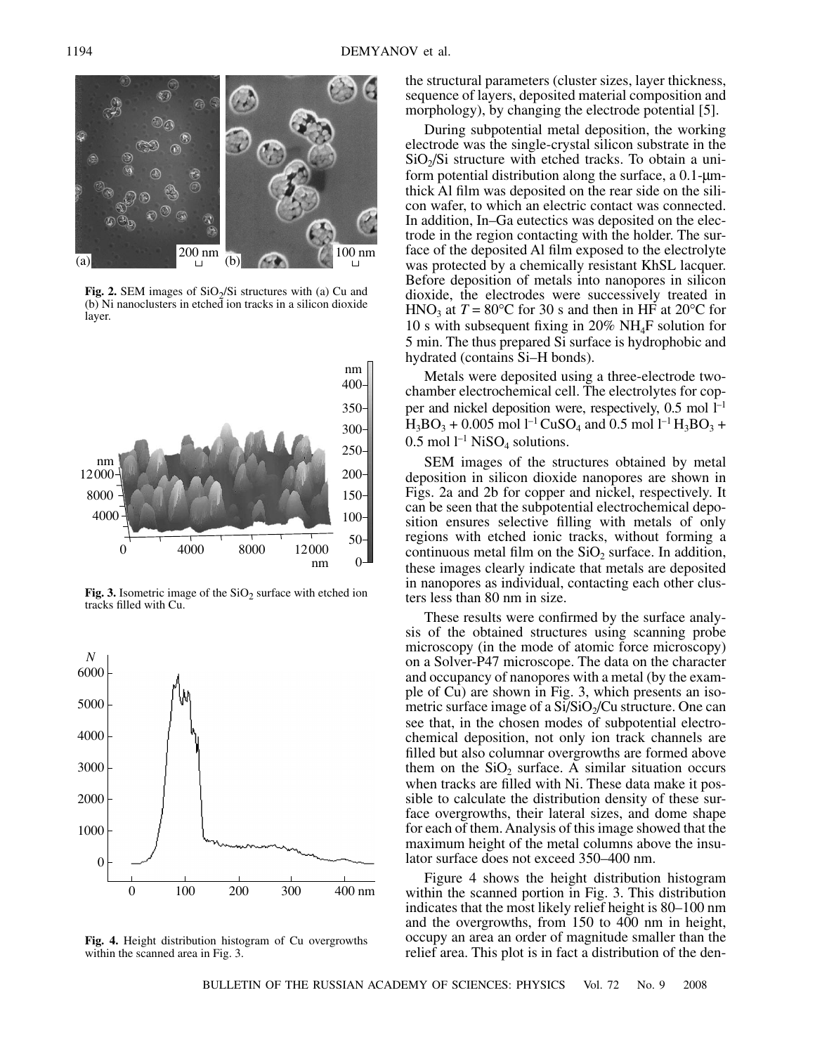**Fig. 2.** SEM images of $SiO_2$/Si structures with (a) Cu and (b) Ni nanoclusters in etched ion tracks in a silicon dioxide layer.

**Fig. 3.** Isometric image of the $SiO_2$ surface with etched ion tracks filled with Cu.

**Fig. 4.** Height distribution histogram of Cu overgrowths within the scanned area in Fig. 3.

the structural parameters (cluster sizes, layer thickness, sequence of layers, deposited material composition and morphology), by changing the electrode potential [5].

During subpotential metal deposition, the working electrode was the single-crystal silicon substrate in the $SiO_2$/Si structure with etched tracks. To obtain a uniform potential distribution along the surface, a 0.1-μm-thick Al film was deposited on the rear side on the silicon wafer, to which an electric contact was connected. In addition, In–Ga eutectics was deposited on the electrode in the region contacting with the holder. The surface of the deposited Al film exposed to the electrolyte was protected by a chemically resistant KhSL lacquer. Before deposition of metals into nanopores in silicon dioxide, the electrodes were successively treated in $HNO_3$ at $T = 80°C$ for 30 s and then in HF at 20°C for 10 s with subsequent fixing in 20% $NH_4F$ solution for 5 min. The thus prepared Si surface is hydrophobic and hydrated (contains Si–H bonds).

Metals were deposited using a three-electrode two-chamber electrochemical cell. The electrolytes for copper and nickel deposition were, respectively, 0.5 mol $l^{-1}$ $H_3BO_3$ + 0.005 mol $l^{-1}$ $CuSO_4$ and 0.5 mol $l^{-1}$ $H_3BO_3$ + 0.5 mol $l^{-1}$ $NiSO_4$ solutions.

SEM images of the structures obtained by metal deposition in silicon dioxide nanopores are shown in Figs. 2a and 2b for copper and nickel, respectively. It can be seen that the subpotential electrochemical deposition ensures selective filling with metals of only regions with etched ionic tracks, without forming a continuous metal film on the $SiO_2$ surface. In addition, these images clearly indicate that metals are deposited in nanopores as individual, contacting each other clusters less than 80 nm in size.

These results were confirmed by the surface analysis of the obtained structures using scanning probe microscopy (in the mode of atomic force microscopy) on a Solver-P47 microscope. The data on the character and occupancy of nanopores with a metal (by the example of Cu) are shown in Fig. 3, which presents an isometric surface image of a Si/$SiO_2$/Cu structure. One can see that, in the chosen modes of subpotential electrochemical deposition, not only ion track channels are filled but also columnar overgrowths are formed above them on the $SiO_2$ surface. A similar situation occurs when tracks are filled with Ni. These data make it possible to calculate the distribution density of these surface overgrowths, their lateral sizes, and dome shape for each of them. Analysis of this image showed that the maximum height of the metal columns above the insulator surface does not exceed 350–400 nm.

Figure 4 shows the height distribution histogram within the scanned portion in Fig. 3. This distribution indicates that the most likely relief height is 80–100 nm and the overgrowths, from 150 to 400 nm in height, occupy an area an order of magnitude smaller than the relief area. This plot is in fact a distribution of the den-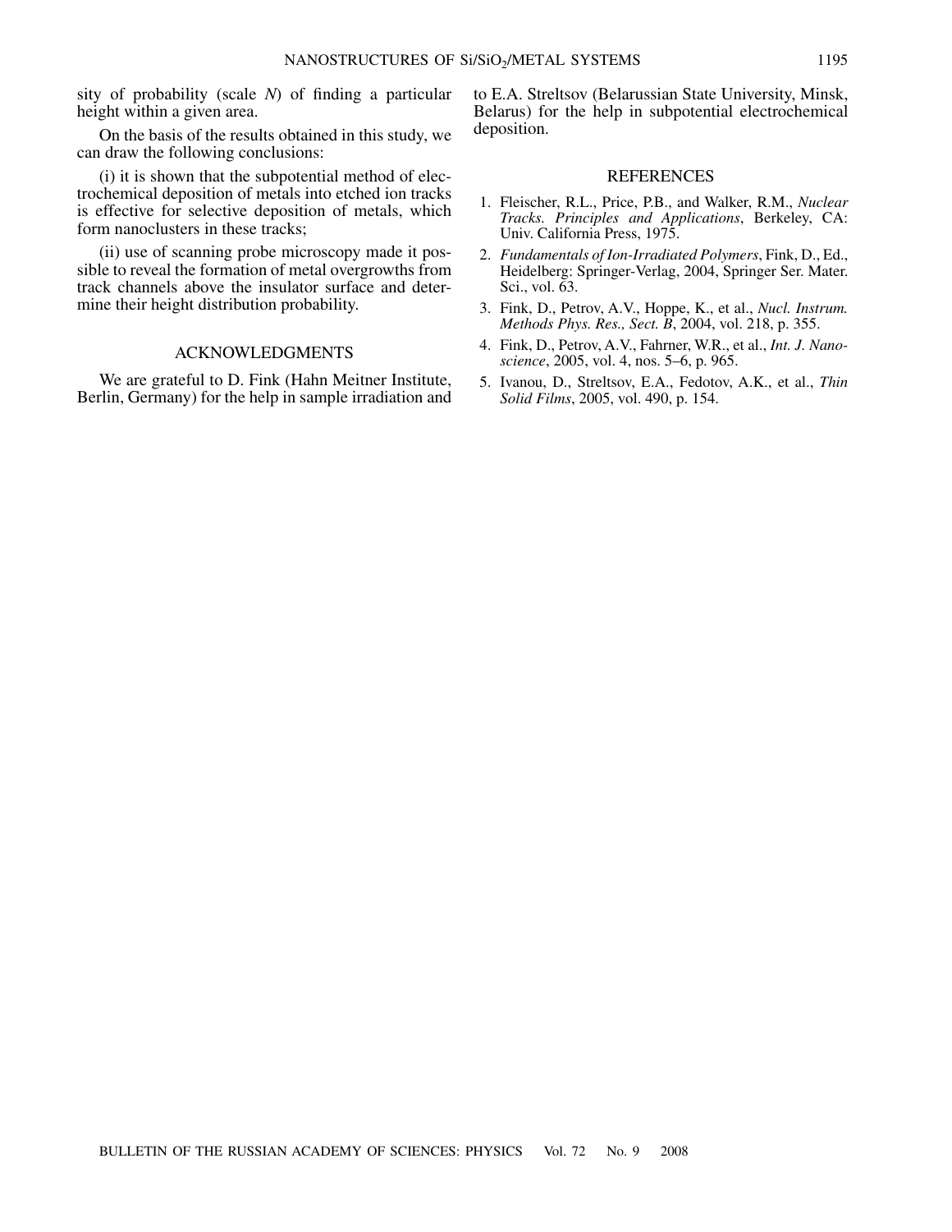sity of probability (scale *N*) of finding a particular height within a given area.

On the basis of the results obtained in this study, we can draw the following conclusions:

(i) it is shown that the subpotential method of electrochemical deposition of metals into etched ion tracks is effective for selective deposition of metals, which form nanoclusters in these tracks;

(ii) use of scanning probe microscopy made it possible to reveal the formation of metal overgrowths from track channels above the insulator surface and determine their height distribution probability.

## ACKNOWLEDGMENTS

We are grateful to D. Fink (Hahn Meitner Institute, Berlin, Germany) for the help in sample irradiation and to E.A. Streltsov (Belarussian State University, Minsk, Belarus) for the help in subpotential electrochemical deposition.

## REFERENCES

1. Fleischer, R.L., Price, P.B., and Walker, R.M., *Nuclear Tracks. Principles and Applications*, Berkeley, CA: Univ. California Press, 1975.
2. *Fundamentals of Ion-Irradiated Polymers*, Fink, D., Ed., Heidelberg: Springer-Verlag, 2004, Springer Ser. Mater. Sci., vol. 63.
3. Fink, D., Petrov, A.V., Hoppe, K., et al., *Nucl. Instrum. Methods Phys. Res., Sect. B*, 2004, vol. 218, p. 355.
4. Fink, D., Petrov, A.V., Fahrner, W.R., et al., *Int. J. Nanoscience*, 2005, vol. 4, nos. 5–6, p. 965.
5. Ivanou, D., Streltsov, E.A., Fedotov, A.K., et al., *Thin Solid Films*, 2005, vol. 490, p. 154.